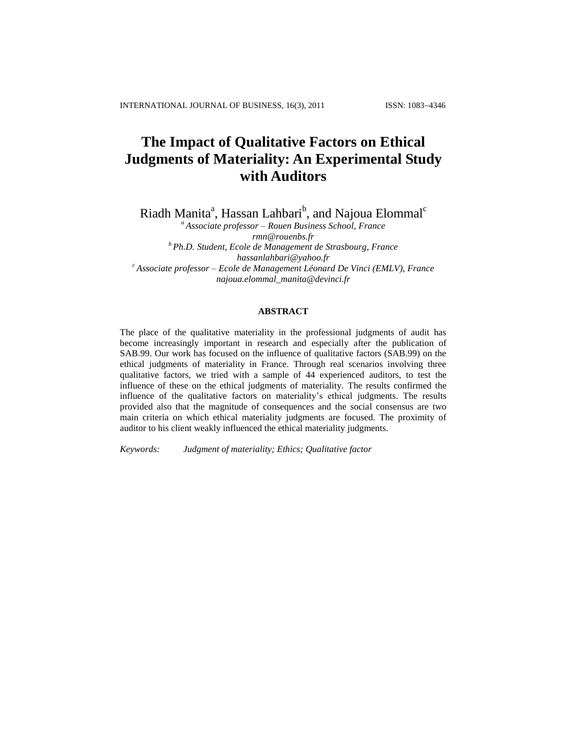# The Impact of Qualitative Factors on Ethical Judgments of Materiality: An Experimental Study with Auditors

Riadh Manita[a], Hassan Lahbari[b], and Najoua Elommal[c]

[a] *Associate professor – Rouen Business School, France*
*rmn@rouenbs.fr*
[b] *Ph.D. Student, Ecole de Management de Strasbourg, France*
*hassanlahbari@yahoo.fr*
[c] *Associate professor – Ecole de Management Léonard De Vinci (EMLV), France*
*najoua.elommal_manita@devinci.fr*

## ABSTRACT

The place of the qualitative materiality in the professional judgments of audit has become increasingly important in research and especially after the publication of SAB.99. Our work has focused on the influence of qualitative factors (SAB.99) on the ethical judgments of materiality in France. Through real scenarios involving three qualitative factors, we tried with a sample of 44 experienced auditors, to test the influence of these on the ethical judgments of materiality. The results confirmed the influence of the qualitative factors on materiality's ethical judgments. The results provided also that the magnitude of consequences and the social consensus are two main criteria on which ethical materiality judgments are focused. The proximity of auditor to his client weakly influenced the ethical materiality judgments.

*Keywords:* *Judgment of materiality; Ethics; Qualitative factor*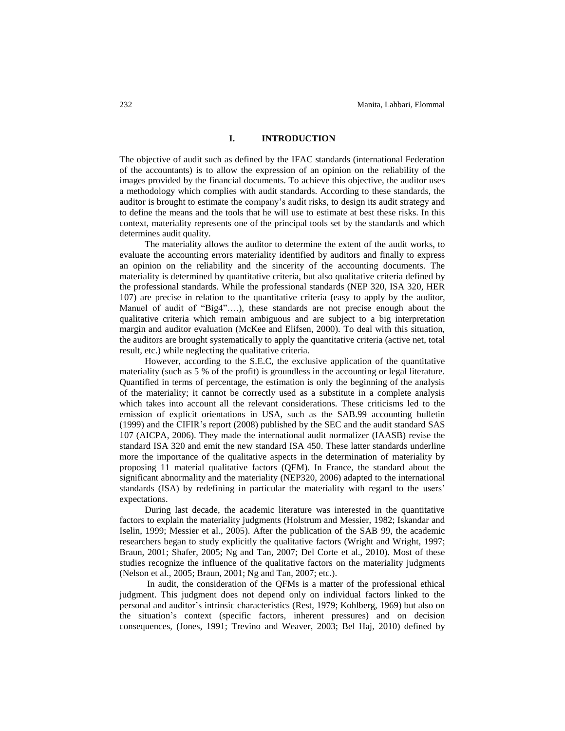# I. INTRODUCTION

The objective of audit such as defined by the IFAC standards (international Federation of the accountants) is to allow the expression of an opinion on the reliability of the images provided by the financial documents. To achieve this objective, the auditor uses a methodology which complies with audit standards. According to these standards, the auditor is brought to estimate the company's audit risks, to design its audit strategy and to define the means and the tools that he will use to estimate at best these risks. In this context, materiality represents one of the principal tools set by the standards and which determines audit quality.

The materiality allows the auditor to determine the extent of the audit works, to evaluate the accounting errors materiality identified by auditors and finally to express an opinion on the reliability and the sincerity of the accounting documents. The materiality is determined by quantitative criteria, but also qualitative criteria defined by the professional standards. While the professional standards (NEP 320, ISA 320, HER 107) are precise in relation to the quantitative criteria (easy to apply by the auditor, Manuel of audit of "Big4"….), these standards are not precise enough about the qualitative criteria which remain ambiguous and are subject to a big interpretation margin and auditor evaluation (McKee and Elifsen, 2000). To deal with this situation, the auditors are brought systematically to apply the quantitative criteria (active net, total result, etc.) while neglecting the qualitative criteria.

However, according to the S.E.C, the exclusive application of the quantitative materiality (such as 5 % of the profit) is groundless in the accounting or legal literature. Quantified in terms of percentage, the estimation is only the beginning of the analysis of the materiality; it cannot be correctly used as a substitute in a complete analysis which takes into account all the relevant considerations. These criticisms led to the emission of explicit orientations in USA, such as the SAB.99 accounting bulletin (1999) and the CIFIR's report (2008) published by the SEC and the audit standard SAS 107 (AICPA, 2006). They made the international audit normalizer (IAASB) revise the standard ISA 320 and emit the new standard ISA 450. These latter standards underline more the importance of the qualitative aspects in the determination of materiality by proposing 11 material qualitative factors (QFM). In France, the standard about the significant abnormality and the materiality (NEP320, 2006) adapted to the international standards (ISA) by redefining in particular the materiality with regard to the users' expectations.

During last decade, the academic literature was interested in the quantitative factors to explain the materiality judgments (Holstrum and Messier, 1982; Iskandar and Iselin, 1999; Messier et al., 2005). After the publication of the SAB 99, the academic researchers began to study explicitly the qualitative factors (Wright and Wright, 1997; Braun, 2001; Shafer, 2005; Ng and Tan, 2007; Del Corte et al., 2010). Most of these studies recognize the influence of the qualitative factors on the materiality judgments (Nelson et al., 2005; Braun, 2001; Ng and Tan, 2007; etc.).

In audit, the consideration of the QFMs is a matter of the professional ethical judgment. This judgment does not depend only on individual factors linked to the personal and auditor's intrinsic characteristics (Rest, 1979; Kohlberg, 1969) but also on the situation's context (specific factors, inherent pressures) and on decision consequences, (Jones, 1991; Trevino and Weaver, 2003; Bel Haj, 2010) defined by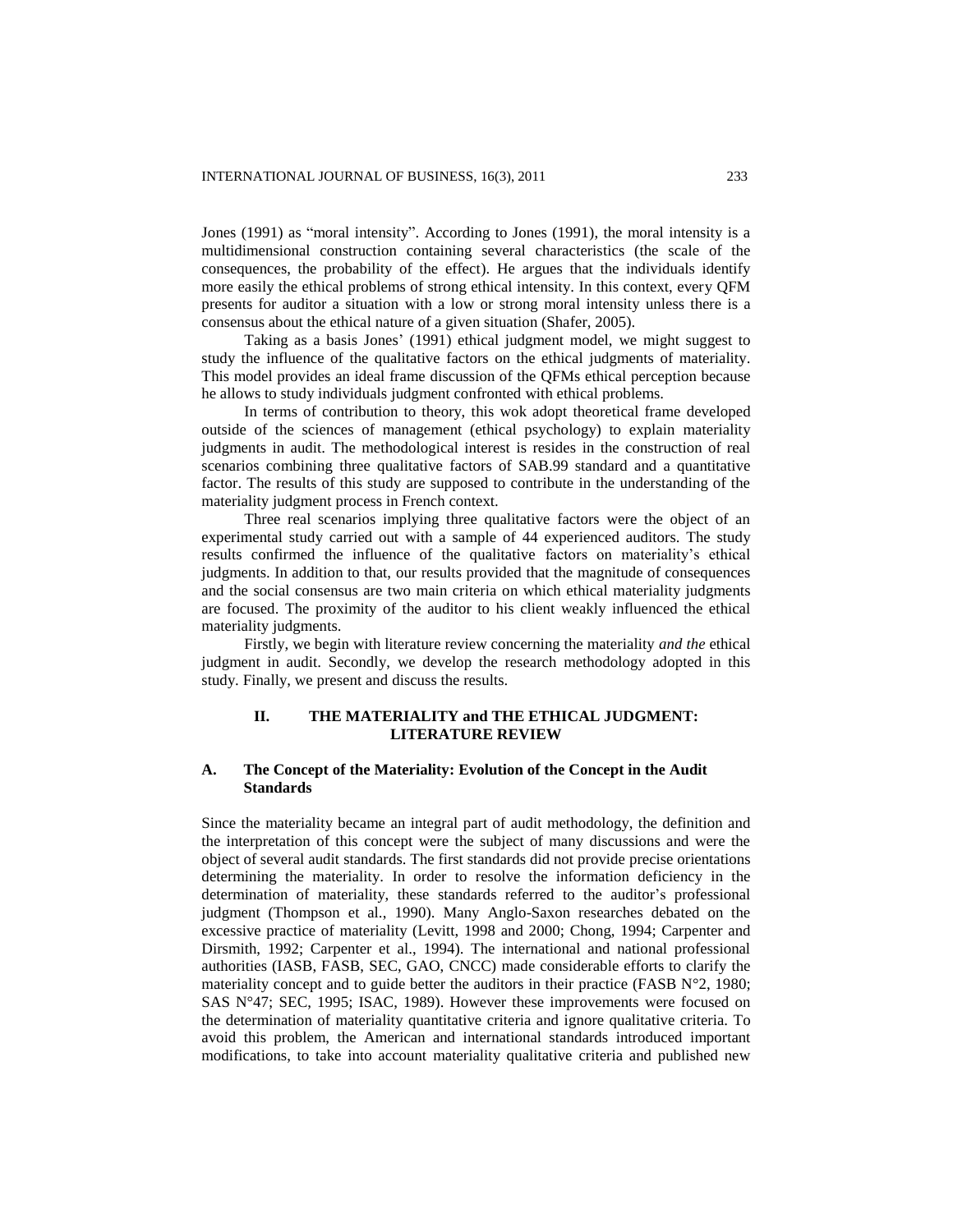Jones (1991) as "moral intensity". According to Jones (1991), the moral intensity is a multidimensional construction containing several characteristics (the scale of the consequences, the probability of the effect). He argues that the individuals identify more easily the ethical problems of strong ethical intensity. In this context, every QFM presents for auditor a situation with a low or strong moral intensity unless there is a consensus about the ethical nature of a given situation (Shafer, 2005).

Taking as a basis Jones' (1991) ethical judgment model, we might suggest to study the influence of the qualitative factors on the ethical judgments of materiality. This model provides an ideal frame discussion of the QFMs ethical perception because he allows to study individuals judgment confronted with ethical problems.

In terms of contribution to theory, this wok adopt theoretical frame developed outside of the sciences of management (ethical psychology) to explain materiality judgments in audit. The methodological interest is resides in the construction of real scenarios combining three qualitative factors of SAB.99 standard and a quantitative factor. The results of this study are supposed to contribute in the understanding of the materiality judgment process in French context.

Three real scenarios implying three qualitative factors were the object of an experimental study carried out with a sample of 44 experienced auditors. The study results confirmed the influence of the qualitative factors on materiality's ethical judgments. In addition to that, our results provided that the magnitude of consequences and the social consensus are two main criteria on which ethical materiality judgments are focused. The proximity of the auditor to his client weakly influenced the ethical materiality judgments.

Firstly, we begin with literature review concerning the materiality *and the* ethical judgment in audit. Secondly, we develop the research methodology adopted in this study. Finally, we present and discuss the results.

## II. THE MATERIALITY and THE ETHICAL JUDGMENT: LITERATURE REVIEW

### A. The Concept of the Materiality: Evolution of the Concept in the Audit Standards

Since the materiality became an integral part of audit methodology, the definition and the interpretation of this concept were the subject of many discussions and were the object of several audit standards. The first standards did not provide precise orientations determining the materiality. In order to resolve the information deficiency in the determination of materiality, these standards referred to the auditor's professional judgment (Thompson et al., 1990). Many Anglo-Saxon researches debated on the excessive practice of materiality (Levitt, 1998 and 2000; Chong, 1994; Carpenter and Dirsmith, 1992; Carpenter et al., 1994). The international and national professional authorities (IASB, FASB, SEC, GAO, CNCC) made considerable efforts to clarify the materiality concept and to guide better the auditors in their practice (FASB N°2, 1980; SAS N°47; SEC, 1995; ISAC, 1989). However these improvements were focused on the determination of materiality quantitative criteria and ignore qualitative criteria. To avoid this problem, the American and international standards introduced important modifications, to take into account materiality qualitative criteria and published new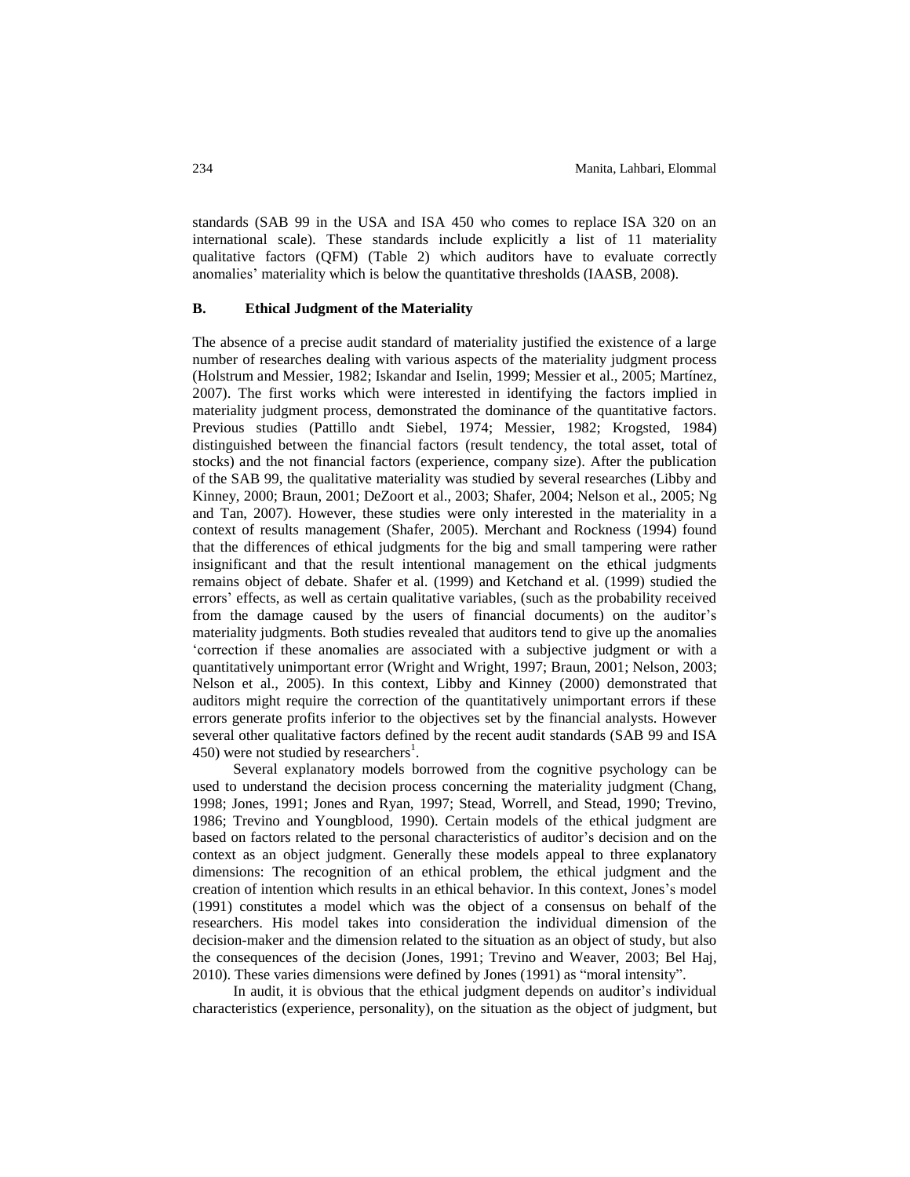standards (SAB 99 in the USA and ISA 450 who comes to replace ISA 320 on an international scale). These standards include explicitly a list of 11 materiality qualitative factors (QFM) (Table 2) which auditors have to evaluate correctly anomalies' materiality which is below the quantitative thresholds (IAASB, 2008).

### B. Ethical Judgment of the Materiality

The absence of a precise audit standard of materiality justified the existence of a large number of researches dealing with various aspects of the materiality judgment process (Holstrum and Messier, 1982; Iskandar and Iselin, 1999; Messier et al., 2005; Martínez, 2007). The first works which were interested in identifying the factors implied in materiality judgment process, demonstrated the dominance of the quantitative factors. Previous studies (Pattillo andt Siebel, 1974; Messier, 1982; Krogsted, 1984) distinguished between the financial factors (result tendency, the total asset, total of stocks) and the not financial factors (experience, company size). After the publication of the SAB 99, the qualitative materiality was studied by several researches (Libby and Kinney, 2000; Braun, 2001; DeZoort et al., 2003; Shafer, 2004; Nelson et al., 2005; Ng and Tan, 2007). However, these studies were only interested in the materiality in a context of results management (Shafer, 2005). Merchant and Rockness (1994) found that the differences of ethical judgments for the big and small tampering were rather insignificant and that the result intentional management on the ethical judgments remains object of debate. Shafer et al. (1999) and Ketchand et al. (1999) studied the errors' effects, as well as certain qualitative variables, (such as the probability received from the damage caused by the users of financial documents) on the auditor's materiality judgments. Both studies revealed that auditors tend to give up the anomalies 'correction if these anomalies are associated with a subjective judgment or with a quantitatively unimportant error (Wright and Wright, 1997; Braun, 2001; Nelson, 2003; Nelson et al., 2005). In this context, Libby and Kinney (2000) demonstrated that auditors might require the correction of the quantitatively unimportant errors if these errors generate profits inferior to the objectives set by the financial analysts. However several other qualitative factors defined by the recent audit standards (SAB 99 and ISA 450) were not studied by researchers[1].

Several explanatory models borrowed from the cognitive psychology can be used to understand the decision process concerning the materiality judgment (Chang, 1998; Jones, 1991; Jones and Ryan, 1997; Stead, Worrell, and Stead, 1990; Trevino, 1986; Trevino and Youngblood, 1990). Certain models of the ethical judgment are based on factors related to the personal characteristics of auditor's decision and on the context as an object judgment. Generally these models appeal to three explanatory dimensions: The recognition of an ethical problem, the ethical judgment and the creation of intention which results in an ethical behavior. In this context, Jones's model (1991) constitutes a model which was the object of a consensus on behalf of the researchers. His model takes into consideration the individual dimension of the decision-maker and the dimension related to the situation as an object of study, but also the consequences of the decision (Jones, 1991; Trevino and Weaver, 2003; Bel Haj, 2010). These varies dimensions were defined by Jones (1991) as "moral intensity".

In audit, it is obvious that the ethical judgment depends on auditor's individual characteristics (experience, personality), on the situation as the object of judgment, but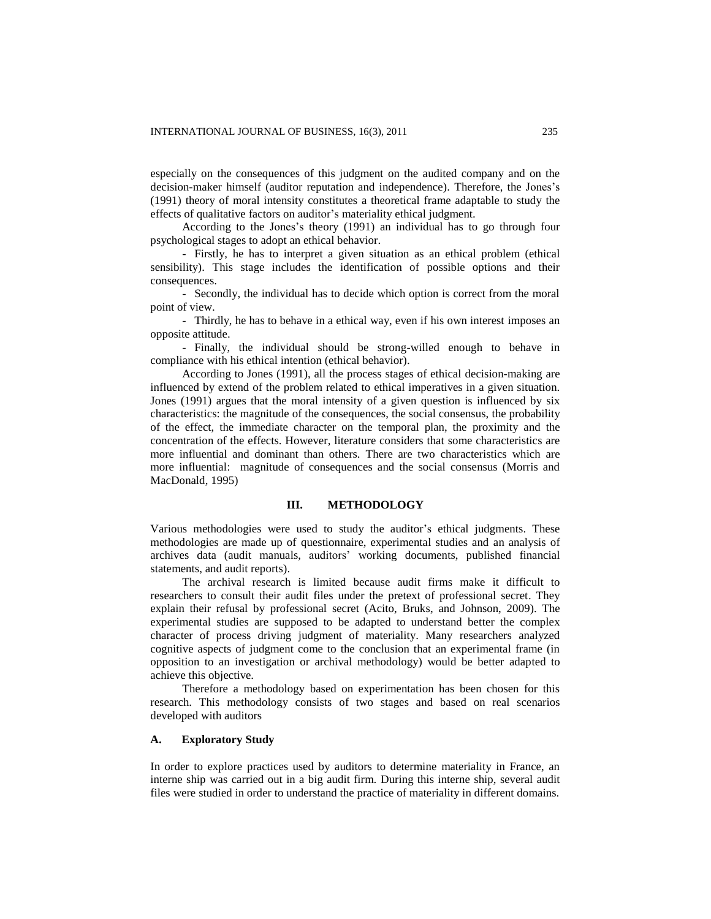especially on the consequences of this judgment on the audited company and on the decision-maker himself (auditor reputation and independence). Therefore, the Jones's (1991) theory of moral intensity constitutes a theoretical frame adaptable to study the effects of qualitative factors on auditor's materiality ethical judgment.

According to the Jones's theory (1991) an individual has to go through four psychological stages to adopt an ethical behavior.

- Firstly, he has to interpret a given situation as an ethical problem (ethical sensibility). This stage includes the identification of possible options and their consequences.
- Secondly, the individual has to decide which option is correct from the moral point of view.
- Thirdly, he has to behave in a ethical way, even if his own interest imposes an opposite attitude.
- Finally, the individual should be strong-willed enough to behave in compliance with his ethical intention (ethical behavior).

According to Jones (1991), all the process stages of ethical decision-making are influenced by extend of the problem related to ethical imperatives in a given situation. Jones (1991) argues that the moral intensity of a given question is influenced by six characteristics: the magnitude of the consequences, the social consensus, the probability of the effect, the immediate character on the temporal plan, the proximity and the concentration of the effects. However, literature considers that some characteristics are more influential and dominant than others. There are two characteristics which are more influential: magnitude of consequences and the social consensus (Morris and MacDonald, 1995)

## III. METHODOLOGY

Various methodologies were used to study the auditor's ethical judgments. These methodologies are made up of questionnaire, experimental studies and an analysis of archives data (audit manuals, auditors' working documents, published financial statements, and audit reports).

The archival research is limited because audit firms make it difficult to researchers to consult their audit files under the pretext of professional secret. They explain their refusal by professional secret (Acito, Bruks, and Johnson, 2009). The experimental studies are supposed to be adapted to understand better the complex character of process driving judgment of materiality. Many researchers analyzed cognitive aspects of judgment come to the conclusion that an experimental frame (in opposition to an investigation or archival methodology) would be better adapted to achieve this objective.

Therefore a methodology based on experimentation has been chosen for this research. This methodology consists of two stages and based on real scenarios developed with auditors

### A. Exploratory Study

In order to explore practices used by auditors to determine materiality in France, an interne ship was carried out in a big audit firm. During this interne ship, several audit files were studied in order to understand the practice of materiality in different domains.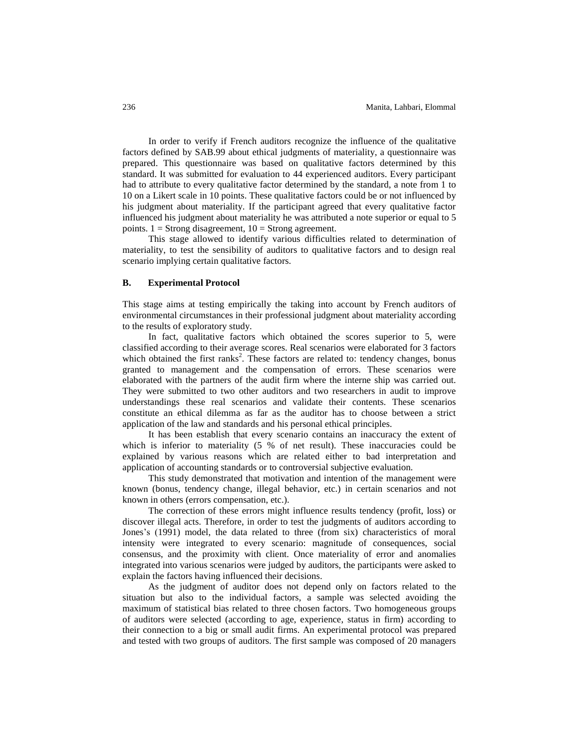In order to verify if French auditors recognize the influence of the qualitative factors defined by SAB.99 about ethical judgments of materiality, a questionnaire was prepared. This questionnaire was based on qualitative factors determined by this standard. It was submitted for evaluation to 44 experienced auditors. Every participant had to attribute to every qualitative factor determined by the standard, a note from 1 to 10 on a Likert scale in 10 points. These qualitative factors could be or not influenced by his judgment about materiality. If the participant agreed that every qualitative factor influenced his judgment about materiality he was attributed a note superior or equal to 5 points. 1 = Strong disagreement, 10 = Strong agreement.

This stage allowed to identify various difficulties related to determination of materiality, to test the sensibility of auditors to qualitative factors and to design real scenario implying certain qualitative factors.

### B. Experimental Protocol

This stage aims at testing empirically the taking into account by French auditors of environmental circumstances in their professional judgment about materiality according to the results of exploratory study.

In fact, qualitative factors which obtained the scores superior to 5, were classified according to their average scores. Real scenarios were elaborated for 3 factors which obtained the first ranks[2]. These factors are related to: tendency changes, bonus granted to management and the compensation of errors. These scenarios were elaborated with the partners of the audit firm where the interne ship was carried out. They were submitted to two other auditors and two researchers in audit to improve understandings these real scenarios and validate their contents. These scenarios constitute an ethical dilemma as far as the auditor has to choose between a strict application of the law and standards and his personal ethical principles.

It has been establish that every scenario contains an inaccuracy the extent of which is inferior to materiality (5 % of net result). These inaccuracies could be explained by various reasons which are related either to bad interpretation and application of accounting standards or to controversial subjective evaluation.

This study demonstrated that motivation and intention of the management were known (bonus, tendency change, illegal behavior, etc.) in certain scenarios and not known in others (errors compensation, etc.).

The correction of these errors might influence results tendency (profit, loss) or discover illegal acts. Therefore, in order to test the judgments of auditors according to Jones's (1991) model, the data related to three (from six) characteristics of moral intensity were integrated to every scenario: magnitude of consequences, social consensus, and the proximity with client. Once materiality of error and anomalies integrated into various scenarios were judged by auditors, the participants were asked to explain the factors having influenced their decisions.

As the judgment of auditor does not depend only on factors related to the situation but also to the individual factors, a sample was selected avoiding the maximum of statistical bias related to three chosen factors. Two homogeneous groups of auditors were selected (according to age, experience, status in firm) according to their connection to a big or small audit firms. An experimental protocol was prepared and tested with two groups of auditors. The first sample was composed of 20 managers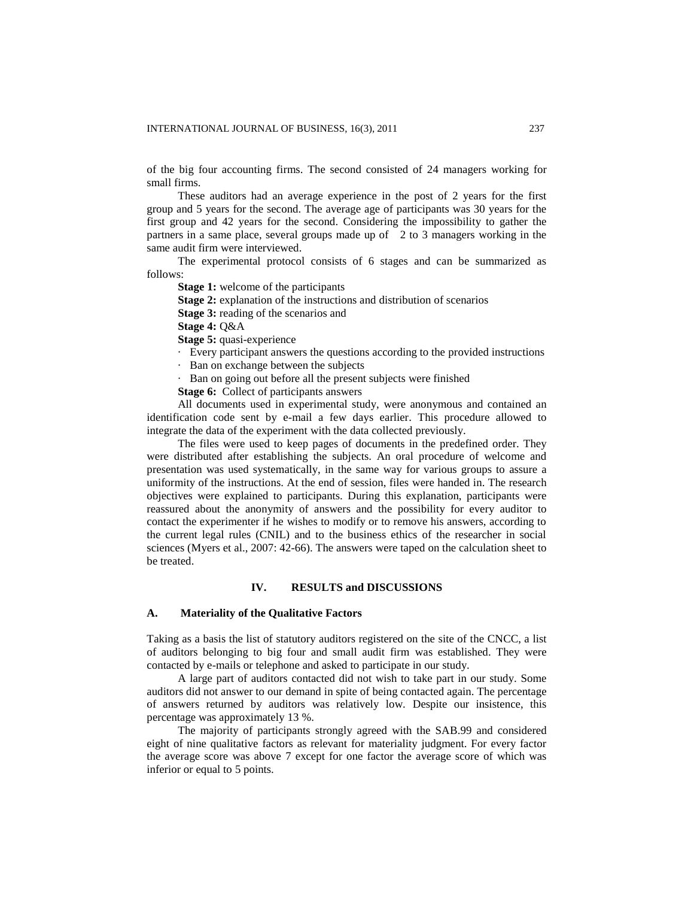of the big four accounting firms. The second consisted of 24 managers working for small firms.

These auditors had an average experience in the post of 2 years for the first group and 5 years for the second. The average age of participants was 30 years for the first group and 42 years for the second. Considering the impossibility to gather the partners in a same place, several groups made up of 2 to 3 managers working in the same audit firm were interviewed.

The experimental protocol consists of 6 stages and can be summarized as follows:

**Stage 1:** welcome of the participants

**Stage 2:** explanation of the instructions and distribution of scenarios

**Stage 3:** reading of the scenarios and

**Stage 4:** Q&A

**Stage 5:** quasi-experience

- Every participant answers the questions according to the provided instructions
- Ban on exchange between the subjects
- Ban on going out before all the present subjects were finished

**Stage 6:** Collect of participants answers

All documents used in experimental study, were anonymous and contained an identification code sent by e-mail a few days earlier. This procedure allowed to integrate the data of the experiment with the data collected previously.

The files were used to keep pages of documents in the predefined order. They were distributed after establishing the subjects. An oral procedure of welcome and presentation was used systematically, in the same way for various groups to assure a uniformity of the instructions. At the end of session, files were handed in. The research objectives were explained to participants. During this explanation, participants were reassured about the anonymity of answers and the possibility for every auditor to contact the experimenter if he wishes to modify or to remove his answers, according to the current legal rules (CNIL) and to the business ethics of the researcher in social sciences (Myers et al., 2007: 42-66). The answers were taped on the calculation sheet to be treated.

## IV. RESULTS and DISCUSSIONS

### A. Materiality of the Qualitative Factors

Taking as a basis the list of statutory auditors registered on the site of the CNCC, a list of auditors belonging to big four and small audit firm was established. They were contacted by e-mails or telephone and asked to participate in our study.

A large part of auditors contacted did not wish to take part in our study. Some auditors did not answer to our demand in spite of being contacted again. The percentage of answers returned by auditors was relatively low. Despite our insistence, this percentage was approximately 13 %.

The majority of participants strongly agreed with the SAB.99 and considered eight of nine qualitative factors as relevant for materiality judgment. For every factor the average score was above 7 except for one factor the average score of which was inferior or equal to 5 points.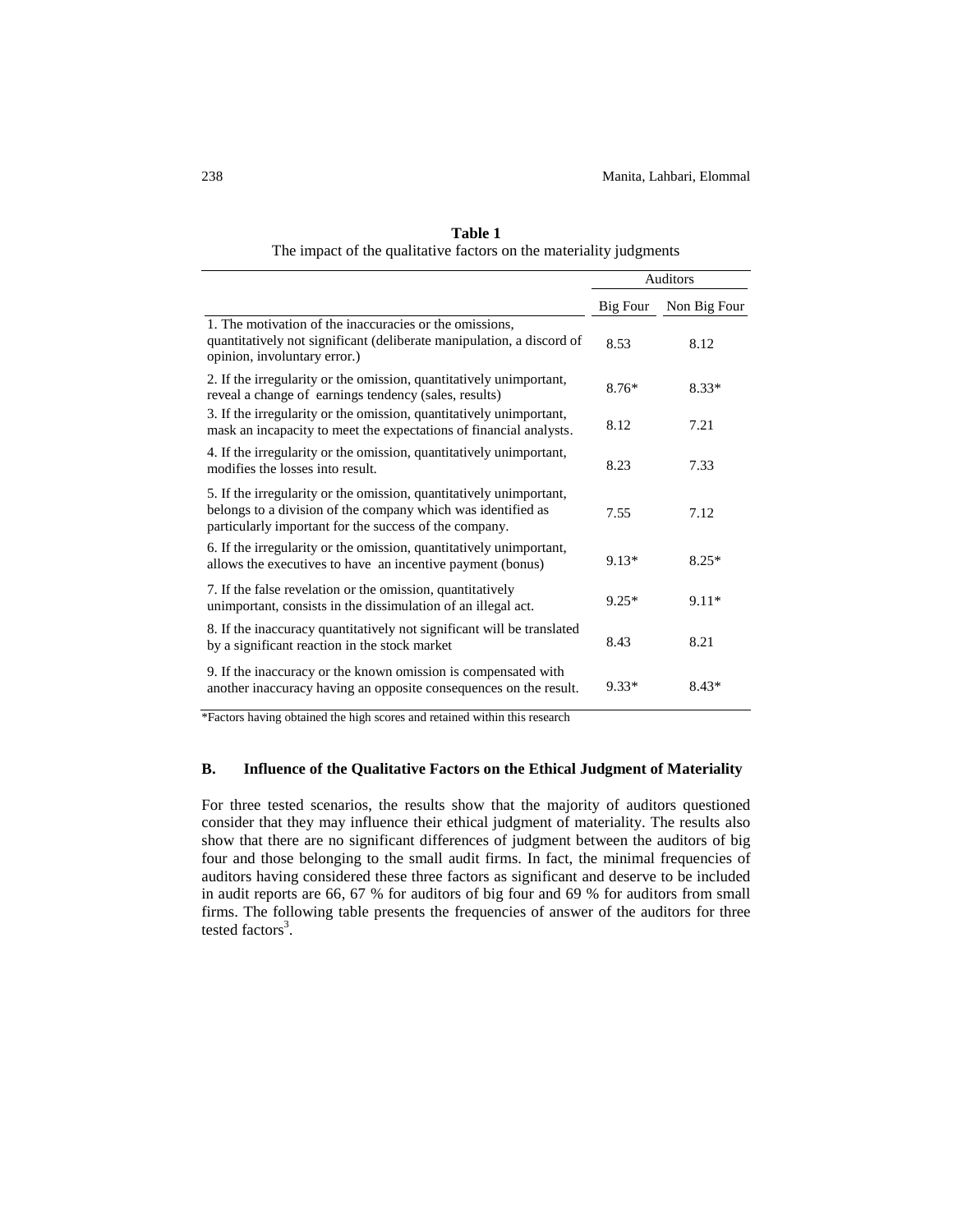**Table 1**
The impact of the qualitative factors on the materiality judgments

| | Auditors | |
|---|---|---|
| | Big Four | Non Big Four |
| 1. The motivation of the inaccuracies or the omissions, quantitatively not significant (deliberate manipulation, a discord of opinion, involuntary error.) | 8.53 | 8.12 |
| 2. If the irregularity or the omission, quantitatively unimportant, reveal a change of earnings tendency (sales, results) | 8.76* | 8.33* |
| 3. If the irregularity or the omission, quantitatively unimportant, mask an incapacity to meet the expectations of financial analysts. | 8.12 | 7.21 |
| 4. If the irregularity or the omission, quantitatively unimportant, modifies the losses into result. | 8.23 | 7.33 |
| 5. If the irregularity or the omission, quantitatively unimportant, belongs to a division of the company which was identified as particularly important for the success of the company. | 7.55 | 7.12 |
| 6. If the irregularity or the omission, quantitatively unimportant, allows the executives to have an incentive payment (bonus) | 9.13* | 8.25* |
| 7. If the false revelation or the omission, quantitatively unimportant, consists in the dissimulation of an illegal act. | 9.25* | 9.11* |
| 8. If the inaccuracy quantitatively not significant will be translated by a significant reaction in the stock market | 8.43 | 8.21 |
| 9. If the inaccuracy or the known omission is compensated with another inaccuracy having an opposite consequences on the result. | 9.33* | 8.43* |

*Factors having obtained the high scores and retained within this research

### B. Influence of the Qualitative Factors on the Ethical Judgment of Materiality

For three tested scenarios, the results show that the majority of auditors questioned consider that they may influence their ethical judgment of materiality. The results also show that there are no significant differences of judgment between the auditors of big four and those belonging to the small audit firms. In fact, the minimal frequencies of auditors having considered these three factors as significant and deserve to be included in audit reports are 66, 67 % for auditors of big four and 69 % for auditors from small firms. The following table presents the frequencies of answer of the auditors for three tested factors[3].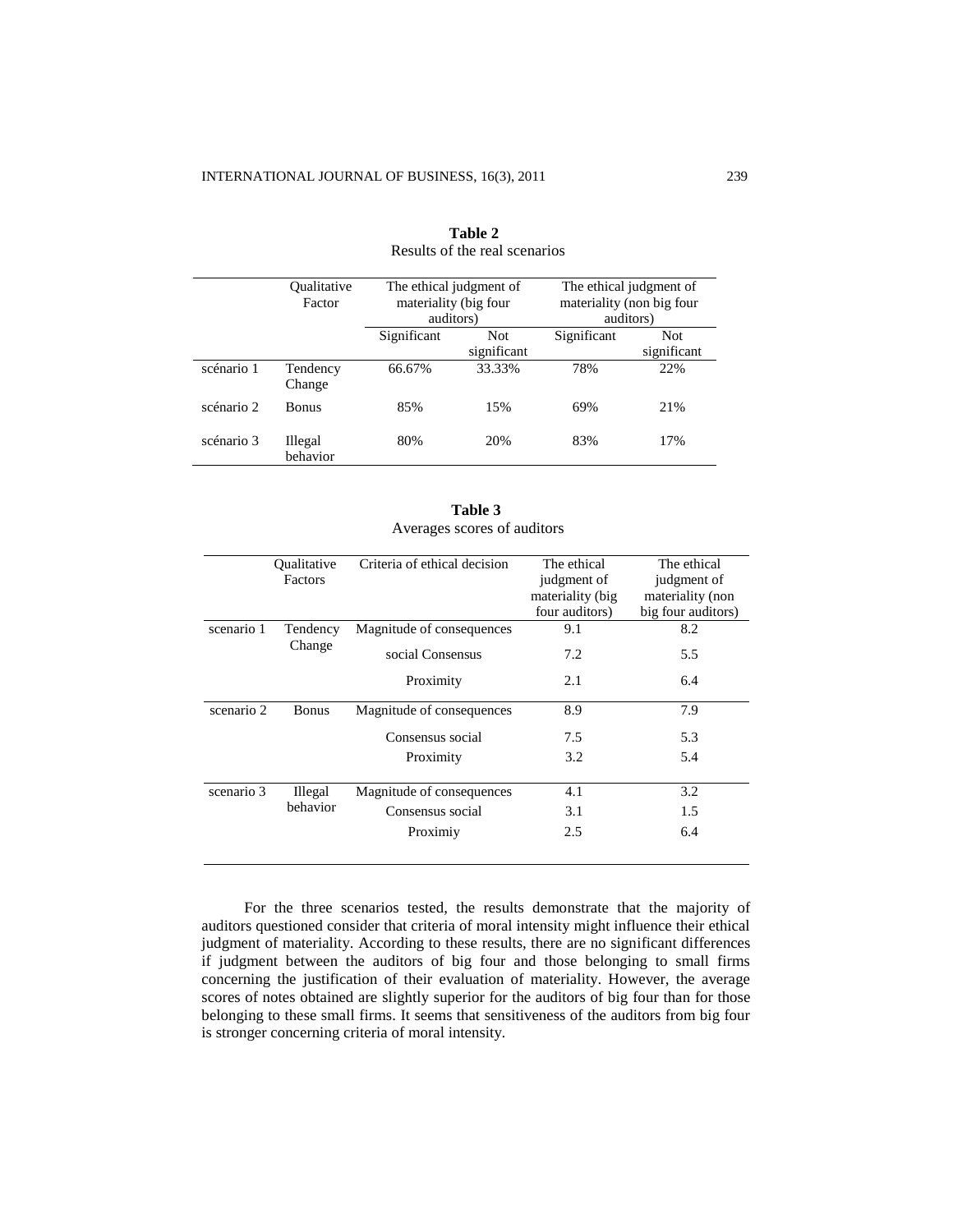**Table 2**
Results of the real scenarios

| | Qualitative Factor | The ethical judgment of materiality (big four auditors) | | The ethical judgment of materiality (non big four auditors) | |
|---|---|---|---|---|---|
| | | Significant | Not significant | Significant | Not significant |
| scénario 1 | Tendency Change | 66.67% | 33.33% | 78% | 22% |
| scénario 2 | Bonus | 85% | 15% | 69% | 21% |
| scénario 3 | Illegal behavior | 80% | 20% | 83% | 17% |

**Table 3**
Averages scores of auditors

| | Qualitative Factors | Criteria of ethical decision | The ethical judgment of materiality (big four auditors) | The ethical judgment of materiality (non big four auditors) |
|---|---|---|---|---|
| scenario 1 | Tendency Change | Magnitude of consequences | 9.1 | 8.2 |
| | | social Consensus | 7.2 | 5.5 |
| | | Proximity | 2.1 | 6.4 |
| scenario 2 | Bonus | Magnitude of consequences | 8.9 | 7.9 |
| | | Consensus social | 7.5 | 5.3 |
| | | Proximity | 3.2 | 5.4 |
| scenario 3 | Illegal behavior | Magnitude of consequences | 4.1 | 3.2 |
| | | Consensus social | 3.1 | 1.5 |
| | | Proximiy | 2.5 | 6.4 |

For the three scenarios tested, the results demonstrate that the majority of auditors questioned consider that criteria of moral intensity might influence their ethical judgment of materiality. According to these results, there are no significant differences if judgment between the auditors of big four and those belonging to small firms concerning the justification of their evaluation of materiality. However, the average scores of notes obtained are slightly superior for the auditors of big four than for those belonging to these small firms. It seems that sensitiveness of the auditors from big four is stronger concerning criteria of moral intensity.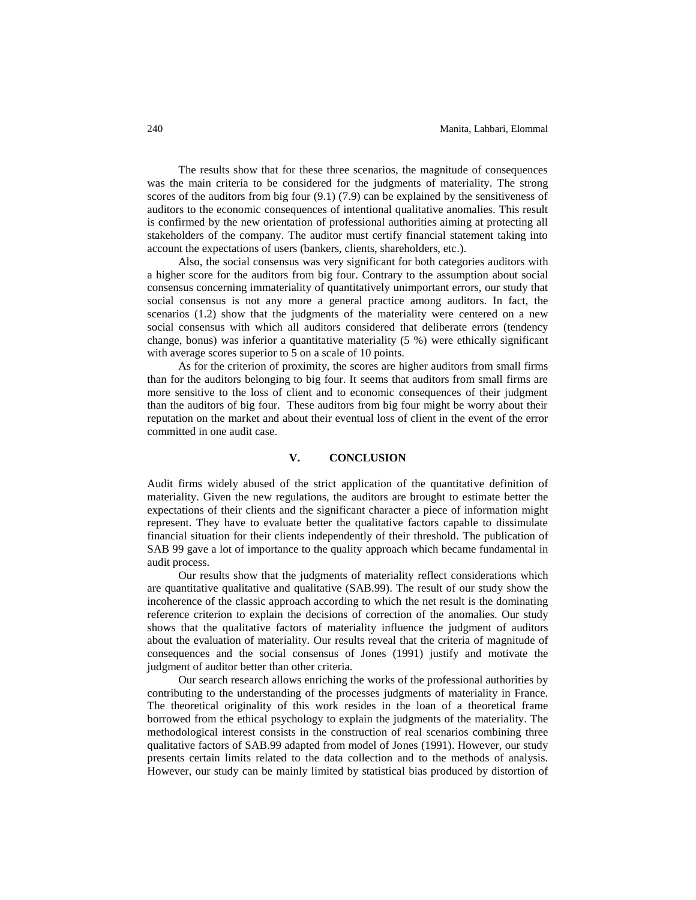The results show that for these three scenarios, the magnitude of consequences was the main criteria to be considered for the judgments of materiality. The strong scores of the auditors from big four (9.1) (7.9) can be explained by the sensitiveness of auditors to the economic consequences of intentional qualitative anomalies. This result is confirmed by the new orientation of professional authorities aiming at protecting all stakeholders of the company. The auditor must certify financial statement taking into account the expectations of users (bankers, clients, shareholders, etc.).

Also, the social consensus was very significant for both categories auditors with a higher score for the auditors from big four. Contrary to the assumption about social consensus concerning immateriality of quantitatively unimportant errors, our study that social consensus is not any more a general practice among auditors. In fact, the scenarios (1.2) show that the judgments of the materiality were centered on a new social consensus with which all auditors considered that deliberate errors (tendency change, bonus) was inferior a quantitative materiality (5 %) were ethically significant with average scores superior to 5 on a scale of 10 points.

As for the criterion of proximity, the scores are higher auditors from small firms than for the auditors belonging to big four. It seems that auditors from small firms are more sensitive to the loss of client and to economic consequences of their judgment than the auditors of big four. These auditors from big four might be worry about their reputation on the market and about their eventual loss of client in the event of the error committed in one audit case.

## V. CONCLUSION

Audit firms widely abused of the strict application of the quantitative definition of materiality. Given the new regulations, the auditors are brought to estimate better the expectations of their clients and the significant character a piece of information might represent. They have to evaluate better the qualitative factors capable to dissimulate financial situation for their clients independently of their threshold. The publication of SAB 99 gave a lot of importance to the quality approach which became fundamental in audit process.

Our results show that the judgments of materiality reflect considerations which are quantitative qualitative and qualitative (SAB.99). The result of our study show the incoherence of the classic approach according to which the net result is the dominating reference criterion to explain the decisions of correction of the anomalies. Our study shows that the qualitative factors of materiality influence the judgment of auditors about the evaluation of materiality. Our results reveal that the criteria of magnitude of consequences and the social consensus of Jones (1991) justify and motivate the judgment of auditor better than other criteria.

Our search research allows enriching the works of the professional authorities by contributing to the understanding of the processes judgments of materiality in France. The theoretical originality of this work resides in the loan of a theoretical frame borrowed from the ethical psychology to explain the judgments of the materiality. The methodological interest consists in the construction of real scenarios combining three qualitative factors of SAB.99 adapted from model of Jones (1991). However, our study presents certain limits related to the data collection and to the methods of analysis. However, our study can be mainly limited by statistical bias produced by distortion of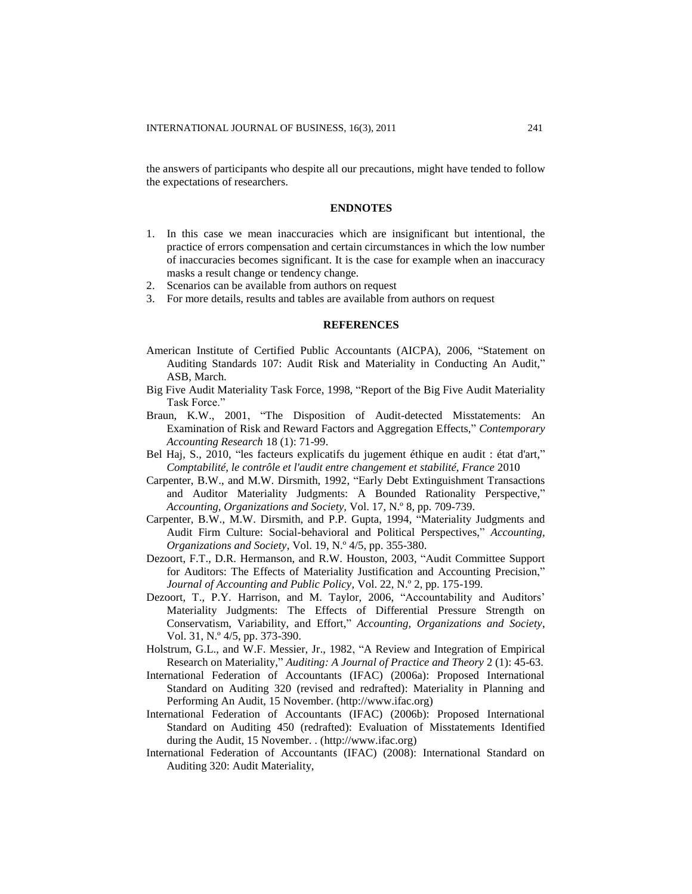the answers of participants who despite all our precautions, might have tended to follow the expectations of researchers.

## ENDNOTES

1. In this case we mean inaccuracies which are insignificant but intentional, the practice of errors compensation and certain circumstances in which the low number of inaccuracies becomes significant. It is the case for example when an inaccuracy masks a result change or tendency change.
2. Scenarios can be available from authors on request
3. For more details, results and tables are available from authors on request

## REFERENCES

American Institute of Certified Public Accountants (AICPA), 2006, "Statement on Auditing Standards 107: Audit Risk and Materiality in Conducting An Audit," ASB, March.

Big Five Audit Materiality Task Force, 1998, "Report of the Big Five Audit Materiality Task Force."

Braun, K.W., 2001, "The Disposition of Audit-detected Misstatements: An Examination of Risk and Reward Factors and Aggregation Effects," *Contemporary Accounting Research* 18 (1): 71-99.

Bel Haj, S., 2010, "les facteurs explicatifs du jugement éthique en audit : état d'art," *Comptabilité, le contrôle et l'audit entre changement et stabilité, France* 2010

Carpenter, B.W., and M.W. Dirsmith, 1992, "Early Debt Extinguishment Transactions and Auditor Materiality Judgments: A Bounded Rationality Perspective," *Accounting, Organizations and Society*, Vol. 17, N.º 8, pp. 709-739.

Carpenter, B.W., M.W. Dirsmith, and P.P. Gupta, 1994, "Materiality Judgments and Audit Firm Culture: Social-behavioral and Political Perspectives," *Accounting, Organizations and Society*, Vol. 19, N.º 4/5, pp. 355-380.

Dezoort, F.T., D.R. Hermanson, and R.W. Houston, 2003, "Audit Committee Support for Auditors: The Effects of Materiality Justification and Accounting Precision," *Journal of Accounting and Public Policy*, Vol. 22, N.º 2, pp. 175-199.

Dezoort, T., P.Y. Harrison, and M. Taylor, 2006, "Accountability and Auditors' Materiality Judgments: The Effects of Differential Pressure Strength on Conservatism, Variability, and Effort," *Accounting, Organizations and Society*, Vol. 31, N.º 4/5, pp. 373-390.

Holstrum, G.L., and W.F. Messier, Jr., 1982, "A Review and Integration of Empirical Research on Materiality," *Auditing: A Journal of Practice and Theory* 2 (1): 45-63.

International Federation of Accountants (IFAC) (2006a): Proposed International Standard on Auditing 320 (revised and redrafted): Materiality in Planning and Performing An Audit, 15 November. (http://www.ifac.org)

International Federation of Accountants (IFAC) (2006b): Proposed International Standard on Auditing 450 (redrafted): Evaluation of Misstatements Identified during the Audit, 15 November. . (http://www.ifac.org)

International Federation of Accountants (IFAC) (2008): International Standard on Auditing 320: Audit Materiality,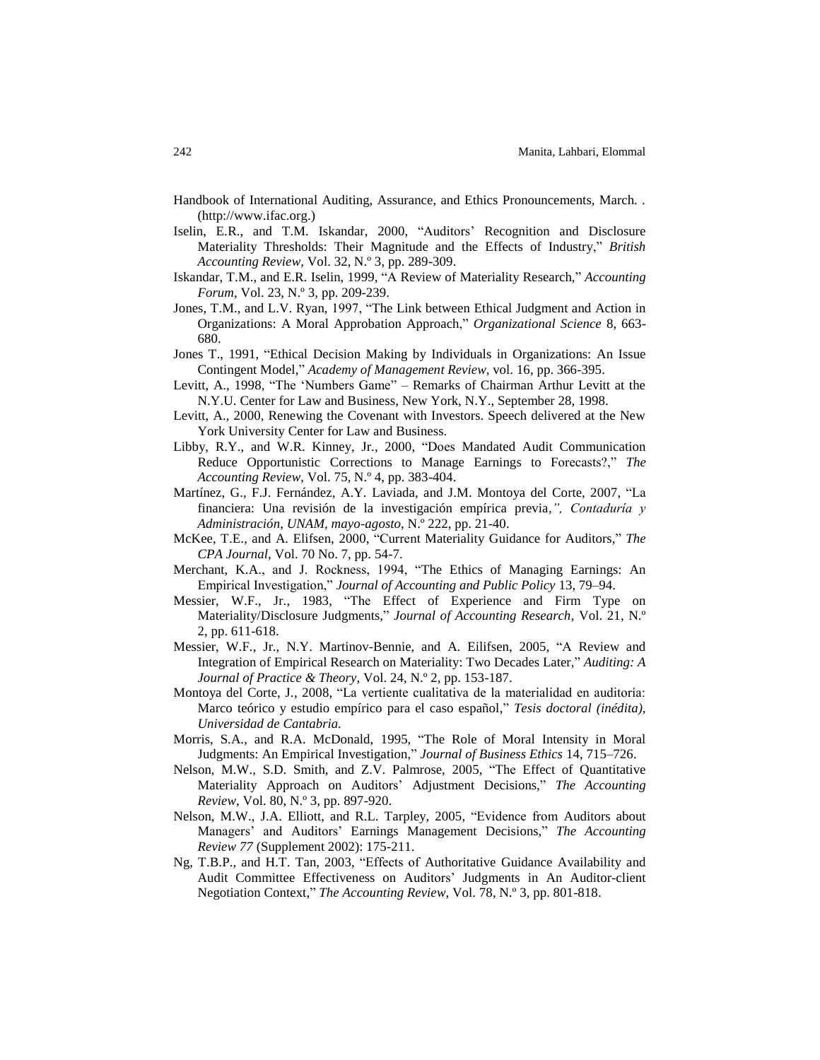Handbook of International Auditing, Assurance, and Ethics Pronouncements, March. . (http://www.ifac.org.)

Iselin, E.R., and T.M. Iskandar, 2000, "Auditors' Recognition and Disclosure Materiality Thresholds: Their Magnitude and the Effects of Industry," *British Accounting Review*, Vol. 32, N.º 3, pp. 289-309.

Iskandar, T.M., and E.R. Iselin, 1999, "A Review of Materiality Research," *Accounting Forum*, Vol. 23, N.º 3, pp. 209-239.

Jones, T.M., and L.V. Ryan, 1997, "The Link between Ethical Judgment and Action in Organizations: A Moral Approbation Approach," *Organizational Science* 8, 663-680.

Jones T., 1991, "Ethical Decision Making by Individuals in Organizations: An Issue Contingent Model," *Academy of Management Review*, vol. 16, pp. 366-395.

Levitt, A., 1998, "The 'Numbers Game" – Remarks of Chairman Arthur Levitt at the N.Y.U. Center for Law and Business, New York, N.Y., September 28, 1998.

Levitt, A., 2000, Renewing the Covenant with Investors. Speech delivered at the New York University Center for Law and Business.

Libby, R.Y., and W.R. Kinney, Jr., 2000, "Does Mandated Audit Communication Reduce Opportunistic Corrections to Manage Earnings to Forecasts?," *The Accounting Review*, Vol. 75, N.º 4, pp. 383-404.

Martínez, G., F.J. Fernández, A.Y. Laviada, and J.M. Montoya del Corte, 2007, "La financiera: Una revisión de la investigación empírica previa*,", Contaduría y Administración, UNAM, mayo-agosto*, N.º 222, pp. 21-40.

McKee, T.E., and A. Elifsen, 2000, "Current Materiality Guidance for Auditors," *The CPA Journal*, Vol. 70 No. 7, pp. 54-7.

Merchant, K.A., and J. Rockness, 1994, "The Ethics of Managing Earnings: An Empirical Investigation," *Journal of Accounting and Public Policy* 13, 79–94.

Messier, W.F., Jr., 1983, "The Effect of Experience and Firm Type on Materiality/Disclosure Judgments," *Journal of Accounting Research*, Vol. 21, N.º 2, pp. 611-618.

Messier, W.F., Jr., N.Y. Martinov-Bennie, and A. Eilifsen, 2005, "A Review and Integration of Empirical Research on Materiality: Two Decades Later," *Auditing: A Journal of Practice & Theory*, Vol. 24, N.º 2, pp. 153-187.

Montoya del Corte, J., 2008, "La vertiente cualitativa de la materialidad en auditoría: Marco teórico y estudio empírico para el caso español," *Tesis doctoral (inédita), Universidad de Cantabria.*

Morris, S.A., and R.A. McDonald, 1995, "The Role of Moral Intensity in Moral Judgments: An Empirical Investigation," *Journal of Business Ethics* 14, 715–726.

Nelson, M.W., S.D. Smith, and Z.V. Palmrose, 2005, "The Effect of Quantitative Materiality Approach on Auditors' Adjustment Decisions," *The Accounting Review*, Vol. 80, N.º 3, pp. 897-920.

Nelson, M.W., J.A. Elliott, and R.L. Tarpley, 2005, "Evidence from Auditors about Managers' and Auditors' Earnings Management Decisions," *The Accounting Review 77* (Supplement 2002): 175-211.

Ng, T.B.P., and H.T. Tan, 2003, "Effects of Authoritative Guidance Availability and Audit Committee Effectiveness on Auditors' Judgments in An Auditor-client Negotiation Context," *The Accounting Review*, Vol. 78, N.º 3, pp. 801-818.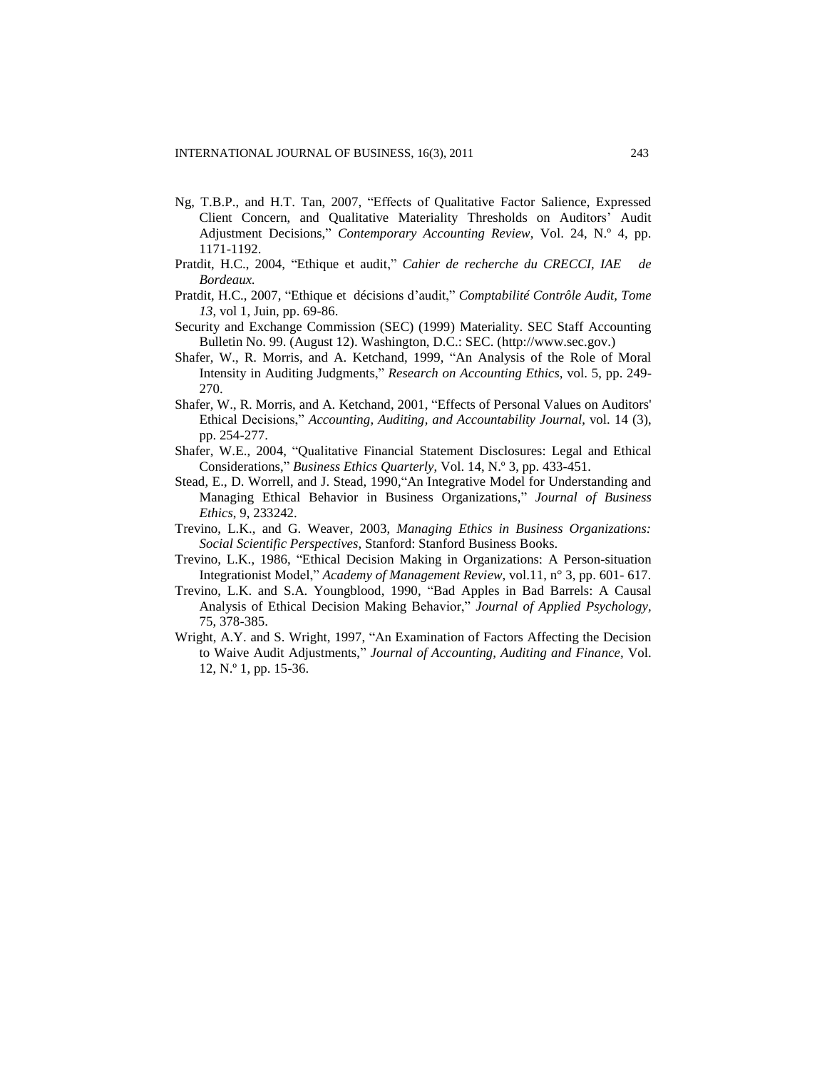Ng, T.B.P., and H.T. Tan, 2007, "Effects of Qualitative Factor Salience, Expressed Client Concern, and Qualitative Materiality Thresholds on Auditors' Audit Adjustment Decisions," *Contemporary Accounting Review*, Vol. 24, N.º 4, pp. 1171-1192.

Pratdit, H.C., 2004, "Ethique et audit," *Cahier de recherche du CRECCI, IAE de Bordeaux.*

Pratdit, H.C., 2007, "Ethique et décisions d'audit," *Comptabilité Contrôle Audit, Tome 13*, vol 1, Juin, pp. 69-86.

Security and Exchange Commission (SEC) (1999) Materiality. SEC Staff Accounting Bulletin No. 99. (August 12). Washington, D.C.: SEC. (http://www.sec.gov.)

Shafer, W., R. Morris, and A. Ketchand, 1999, "An Analysis of the Role of Moral Intensity in Auditing Judgments," *Research on Accounting Ethics*, vol. 5, pp. 249-270.

Shafer, W., R. Morris, and A. Ketchand, 2001, "Effects of Personal Values on Auditors' Ethical Decisions," *Accounting, Auditing, and Accountability Journal*, vol. 14 (3), pp. 254-277.

Shafer, W.E., 2004, "Qualitative Financial Statement Disclosures: Legal and Ethical Considerations," *Business Ethics Quarterly*, Vol. 14, N.º 3, pp. 433-451.

Stead, E., D. Worrell, and J. Stead, 1990,"An Integrative Model for Understanding and Managing Ethical Behavior in Business Organizations," *Journal of Business Ethics*, 9, 233242.

Trevino, L.K., and G. Weaver, 2003, *Managing Ethics in Business Organizations: Social Scientific Perspectives*, Stanford: Stanford Business Books.

Trevino, L.K., 1986, "Ethical Decision Making in Organizations: A Person-situation Integrationist Model," *Academy of Management Review*, vol.11, n° 3, pp. 601- 617.

Trevino, L.K. and S.A. Youngblood, 1990, "Bad Apples in Bad Barrels: A Causal Analysis of Ethical Decision Making Behavior," *Journal of Applied Psychology*, 75, 378-385.

Wright, A.Y. and S. Wright, 1997, "An Examination of Factors Affecting the Decision to Waive Audit Adjustments," *Journal of Accounting, Auditing and Finance*, Vol. 12, N.º 1, pp. 15-36.